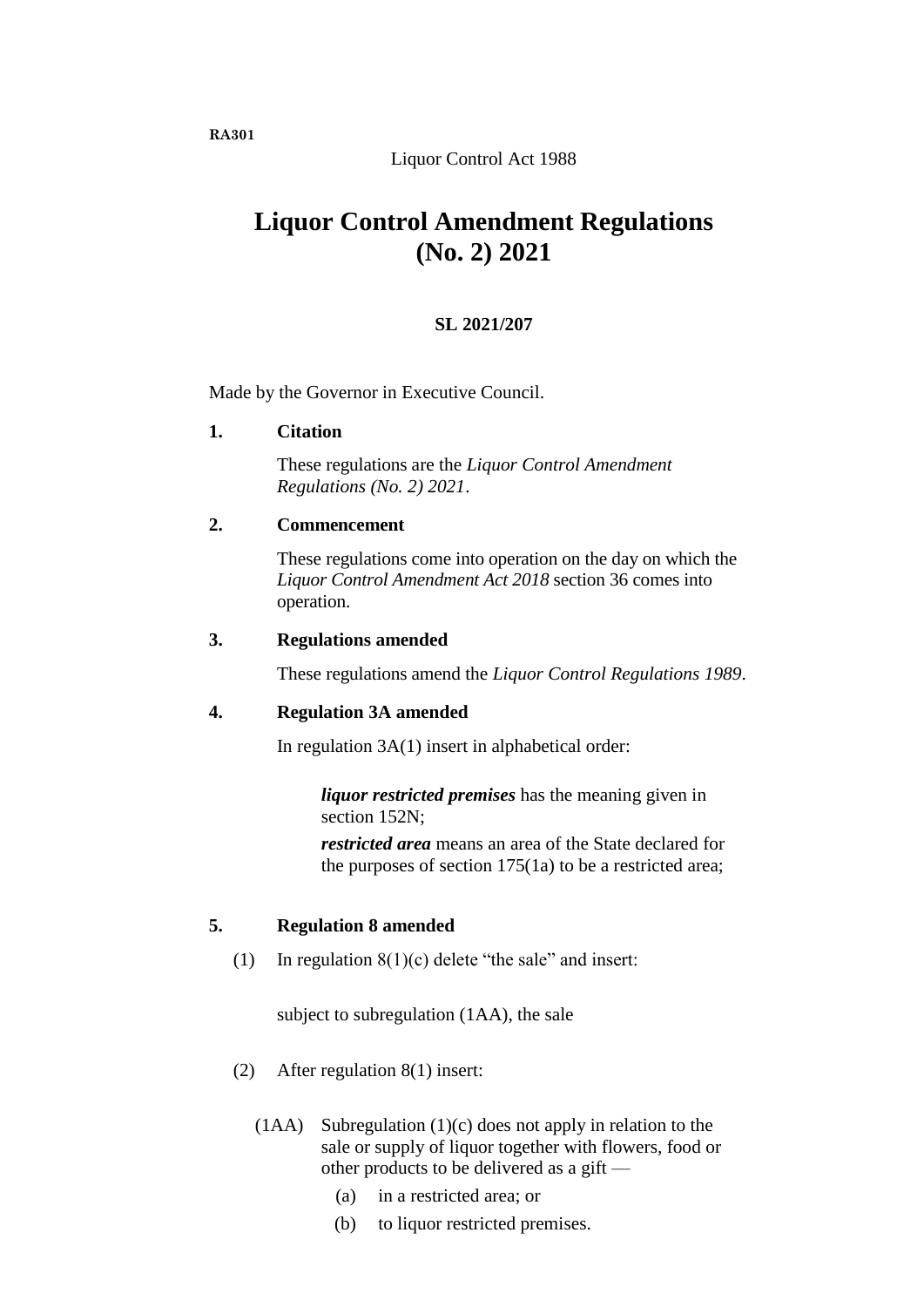RA301

Liquor Control Act 1988

# Liquor Control Amendment Regulations (No. 2) 2021

**SL 2021/207**

Made by the Governor in Executive Council.

## 1. Citation

These regulations are the *Liquor Control Amendment Regulations (No. 2) 2021*.

## 2. Commencement

These regulations come into operation on the day on which the *Liquor Control Amendment Act 2018* section 36 comes into operation.

## 3. Regulations amended

These regulations amend the *Liquor Control Regulations 1989*.

## 4. Regulation 3A amended

In regulation 3A(1) insert in alphabetical order:

> ***liquor restricted premises*** has the meaning given in section 152N;
>
> ***restricted area*** means an area of the State declared for the purposes of section 175(1a) to be a restricted area;

## 5. Regulation 8 amended

(1) In regulation 8(1)(c) delete "the sale" and insert:

> subject to subregulation (1AA), the sale

(2) After regulation 8(1) insert:

> (1AA) Subregulation (1)(c) does not apply in relation to the sale or supply of liquor together with flowers, food or other products to be delivered as a gift —
>
> (a) in a restricted area; or
>
> (b) to liquor restricted premises.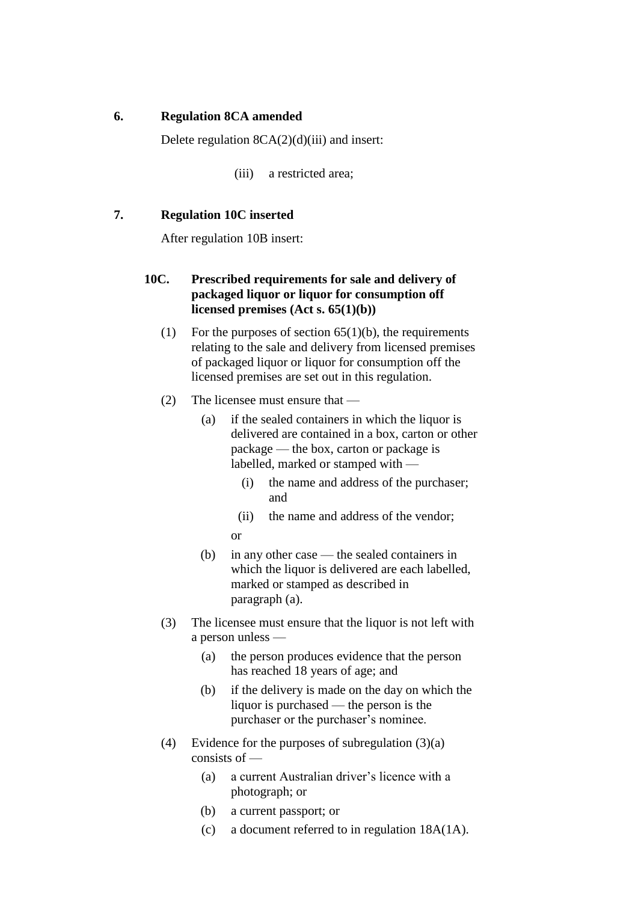**6. Regulation 8CA amended**

Delete regulation 8CA(2)(d)(iii) and insert:

(iii) a restricted area;

**7. Regulation 10C inserted**

After regulation 10B insert:

**10C. Prescribed requirements for sale and delivery of packaged liquor or liquor for consumption off licensed premises (Act s. 65(1)(b))**

(1) For the purposes of section 65(1)(b), the requirements relating to the sale and delivery from licensed premises of packaged liquor or liquor for consumption off the licensed premises are set out in this regulation.

(2) The licensee must ensure that —

(a) if the sealed containers in which the liquor is delivered are contained in a box, carton or other package — the box, carton or package is labelled, marked or stamped with —

(i) the name and address of the purchaser; and

(ii) the name and address of the vendor;

or

(b) in any other case — the sealed containers in which the liquor is delivered are each labelled, marked or stamped as described in paragraph (a).

(3) The licensee must ensure that the liquor is not left with a person unless —

(a) the person produces evidence that the person has reached 18 years of age; and

(b) if the delivery is made on the day on which the liquor is purchased — the person is the purchaser or the purchaser's nominee.

(4) Evidence for the purposes of subregulation (3)(a) consists of —

(a) a current Australian driver's licence with a photograph; or

(b) a current passport; or

(c) a document referred to in regulation 18A(1A).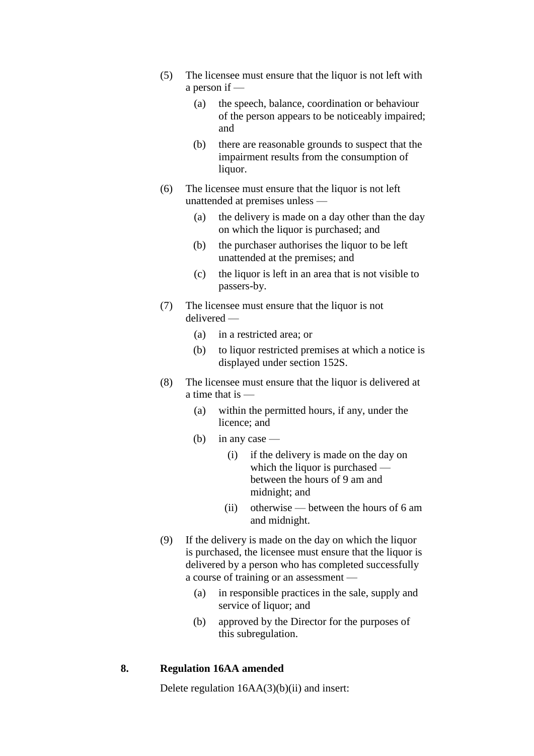(5) The licensee must ensure that the liquor is not left with a person if —

  (a) the speech, balance, coordination or behaviour of the person appears to be noticeably impaired; and

  (b) there are reasonable grounds to suspect that the impairment results from the consumption of liquor.

(6) The licensee must ensure that the liquor is not left unattended at premises unless —

  (a) the delivery is made on a day other than the day on which the liquor is purchased; and

  (b) the purchaser authorises the liquor to be left unattended at the premises; and

  (c) the liquor is left in an area that is not visible to passers-by.

(7) The licensee must ensure that the liquor is not delivered —

  (a) in a restricted area; or

  (b) to liquor restricted premises at which a notice is displayed under section 152S.

(8) The licensee must ensure that the liquor is delivered at a time that is —

  (a) within the permitted hours, if any, under the licence; and

  (b) in any case —

    (i) if the delivery is made on the day on which the liquor is purchased — between the hours of 9 am and midnight; and

    (ii) otherwise — between the hours of 6 am and midnight.

(9) If the delivery is made on the day on which the liquor is purchased, the licensee must ensure that the liquor is delivered by a person who has completed successfully a course of training or an assessment —

  (a) in responsible practices in the sale, supply and service of liquor; and

  (b) approved by the Director for the purposes of this subregulation.

**8. Regulation 16AA amended**

Delete regulation 16AA(3)(b)(ii) and insert: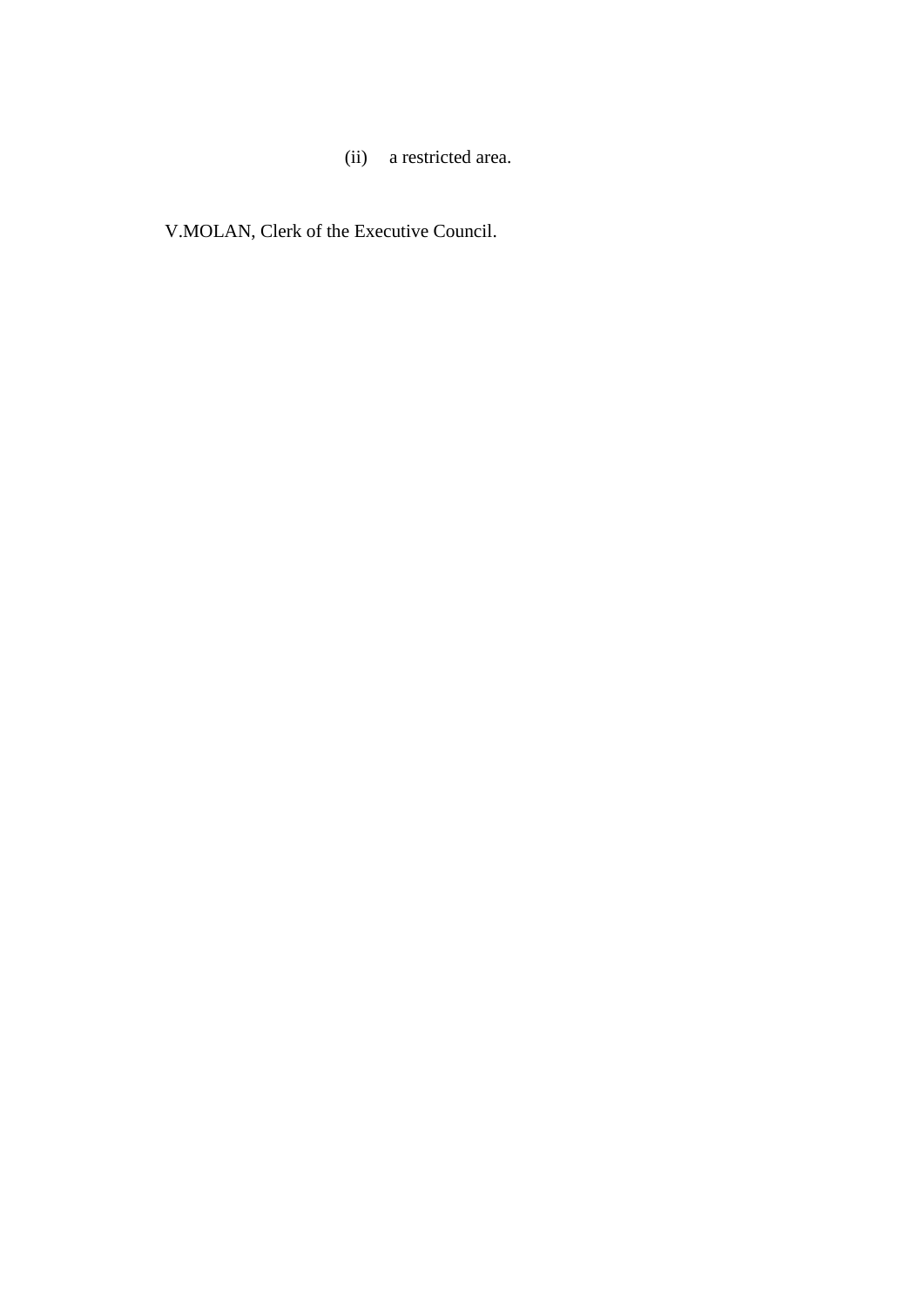(ii) a restricted area.

V.MOLAN, Clerk of the Executive Council.